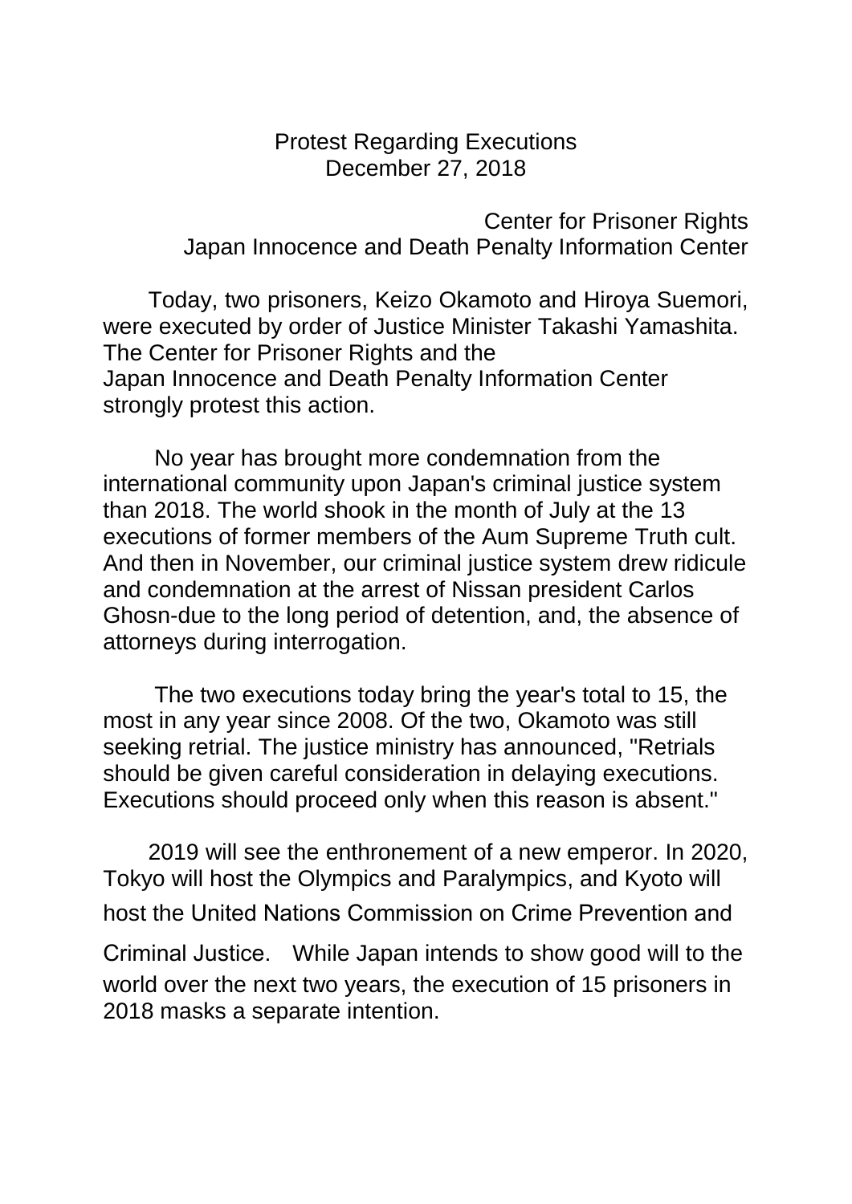# Protest Regarding Executions

December 27, 2018

Center for Prisoner Rights
Japan Innocence and Death Penalty Information Center

Today, two prisoners, Keizo Okamoto and Hiroya Suemori, were executed by order of Justice Minister Takashi Yamashita. The Center for Prisoner Rights and the Japan Innocence and Death Penalty Information Center strongly protest this action.

No year has brought more condemnation from the international community upon Japan's criminal justice system than 2018. The world shook in the month of July at the 13 executions of former members of the Aum Supreme Truth cult. And then in November, our criminal justice system drew ridicule and condemnation at the arrest of Nissan president Carlos Ghosn-due to the long period of detention, and, the absence of attorneys during interrogation.

The two executions today bring the year's total to 15, the most in any year since 2008. Of the two, Okamoto was still seeking retrial. The justice ministry has announced, "Retrials should be given careful consideration in delaying executions. Executions should proceed only when this reason is absent."

2019 will see the enthronement of a new emperor. In 2020, Tokyo will host the Olympics and Paralympics, and Kyoto will host the United Nations Commission on Crime Prevention and Criminal Justice. While Japan intends to show good will to the world over the next two years, the execution of 15 prisoners in 2018 masks a separate intention.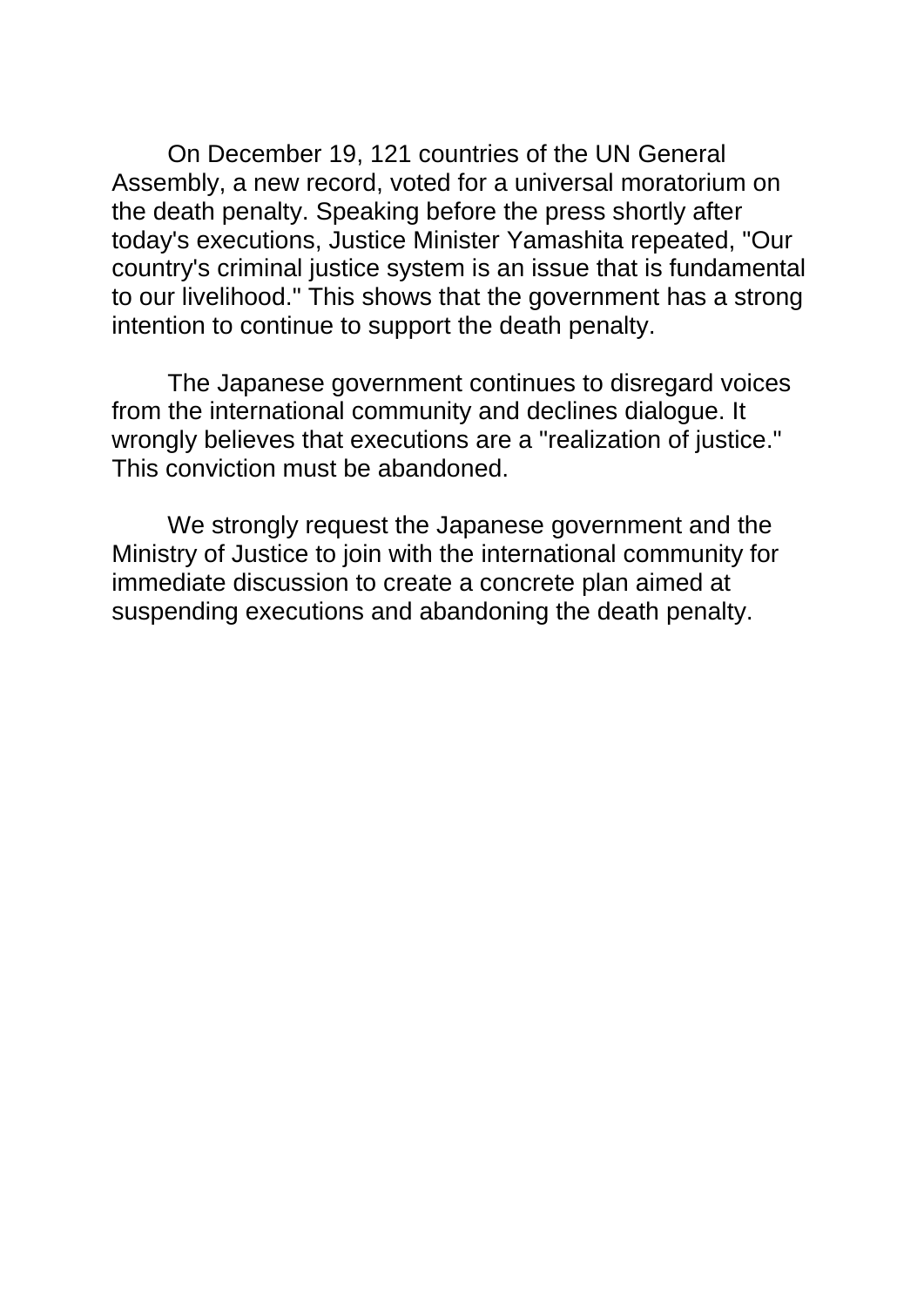On December 19, 121 countries of the UN General Assembly, a new record, voted for a universal moratorium on the death penalty. Speaking before the press shortly after today's executions, Justice Minister Yamashita repeated, "Our country's criminal justice system is an issue that is fundamental to our livelihood." This shows that the government has a strong intention to continue to support the death penalty.

The Japanese government continues to disregard voices from the international community and declines dialogue. It wrongly believes that executions are a "realization of justice." This conviction must be abandoned.

We strongly request the Japanese government and the Ministry of Justice to join with the international community for immediate discussion to create a concrete plan aimed at suspending executions and abandoning the death penalty.